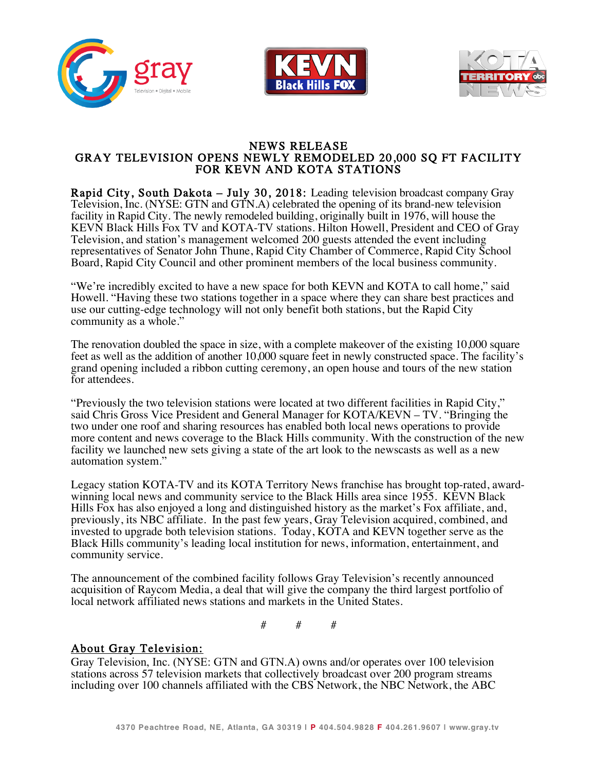# NEWS RELEASE
## GRAY TELEVISION OPENS NEWLY REMODELED 20,000 SQ FT FACILITY FOR KEVN AND KOTA STATIONS

**Rapid City, South Dakota – July 30, 2018:** Leading television broadcast company Gray Television, Inc. (NYSE: GTN and GTN.A) celebrated the opening of its brand-new television facility in Rapid City. The newly remodeled building, originally built in 1976, will house the KEVN Black Hills Fox TV and KOTA-TV stations. Hilton Howell, President and CEO of Gray Television, and station's management welcomed 200 guests attended the event including representatives of Senator John Thune, Rapid City Chamber of Commerce, Rapid City School Board, Rapid City Council and other prominent members of the local business community.

"We're incredibly excited to have a new space for both KEVN and KOTA to call home," said Howell. "Having these two stations together in a space where they can share best practices and use our cutting-edge technology will not only benefit both stations, but the Rapid City community as a whole."

The renovation doubled the space in size, with a complete makeover of the existing 10,000 square feet as well as the addition of another 10,000 square feet in newly constructed space. The facility's grand opening included a ribbon cutting ceremony, an open house and tours of the new station for attendees.

"Previously the two television stations were located at two different facilities in Rapid City," said Chris Gross Vice President and General Manager for KOTA/KEVN – TV. "Bringing the two under one roof and sharing resources has enabled both local news operations to provide more content and news coverage to the Black Hills community. With the construction of the new facility we launched new sets giving a state of the art look to the newscasts as well as a new automation system."

Legacy station KOTA-TV and its KOTA Territory News franchise has brought top-rated, award-winning local news and community service to the Black Hills area since 1955. KEVN Black Hills Fox has also enjoyed a long and distinguished history as the market's Fox affiliate, and, previously, its NBC affiliate. In the past few years, Gray Television acquired, combined, and invested to upgrade both television stations. Today, KOTA and KEVN together serve as the Black Hills community's leading local institution for news, information, entertainment, and community service.

The announcement of the combined facility follows Gray Television's recently announced acquisition of Raycom Media, a deal that will give the company the third largest portfolio of local network affiliated news stations and markets in the United States.

# # #

## About Gray Television:

Gray Television, Inc. (NYSE: GTN and GTN.A) owns and/or operates over 100 television stations across 57 television markets that collectively broadcast over 200 program streams including over 100 channels affiliated with the CBS Network, the NBC Network, the ABC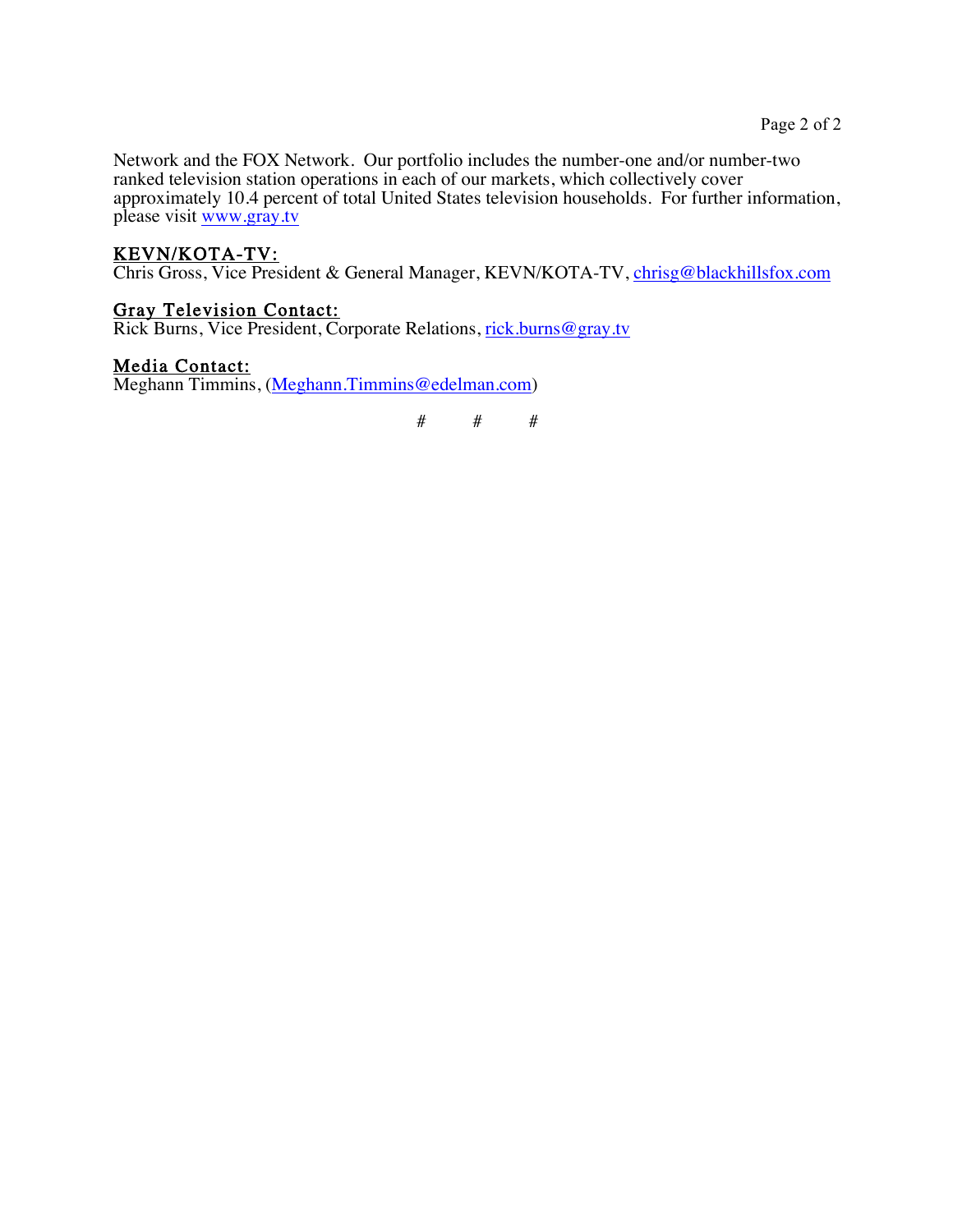Network and the FOX Network. Our portfolio includes the number-one and/or number-two ranked television station operations in each of our markets, which collectively cover approximately 10.4 percent of total United States television households. For further information, please visit www.gray.tv

**KEVN/KOTA-TV:**
Chris Gross, Vice President & General Manager, KEVN/KOTA-TV, chrisg@blackhillsfox.com

**Gray Television Contact:**
Rick Burns, Vice President, Corporate Relations, rick.burns@gray.tv

**Media Contact:**
Meghann Timmins, (Meghann.Timmins@edelman.com)

# # #